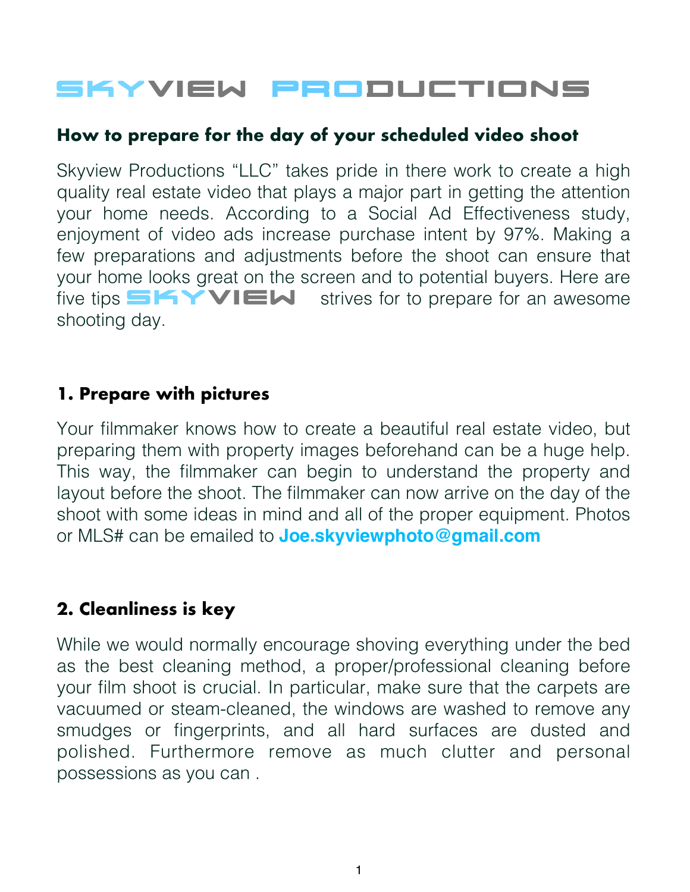# SKYVIEW PRODUCTIONS

## How to prepare for the day of your scheduled video shoot

Skyview Productions "LLC" takes pride in there work to create a high quality real estate video that plays a major part in getting the attention your home needs. According to a Social Ad Effectiveness study, enjoyment of video ads increase purchase intent by 97%. Making a few preparations and adjustments before the shoot can ensure that your home looks great on the screen and to potential buyers. Here are five tips SKYVIEW strives for to prepare for an awesome shooting day.

### 1. Prepare with pictures

Your filmmaker knows how to create a beautiful real estate video, but preparing them with property images beforehand can be a huge help. This way, the filmmaker can begin to understand the property and layout before the shoot. The filmmaker can now arrive on the day of the shoot with some ideas in mind and all of the proper equipment. Photos or MLS# can be emailed to **Joe.skyviewphoto@gmail.com**

### 2. Cleanliness is key

While we would normally encourage shoving everything under the bed as the best cleaning method, a proper/professional cleaning before your film shoot is crucial. In particular, make sure that the carpets are vacuumed or steam-cleaned, the windows are washed to remove any smudges or fingerprints, and all hard surfaces are dusted and polished. Furthermore remove as much clutter and personal possessions as you can .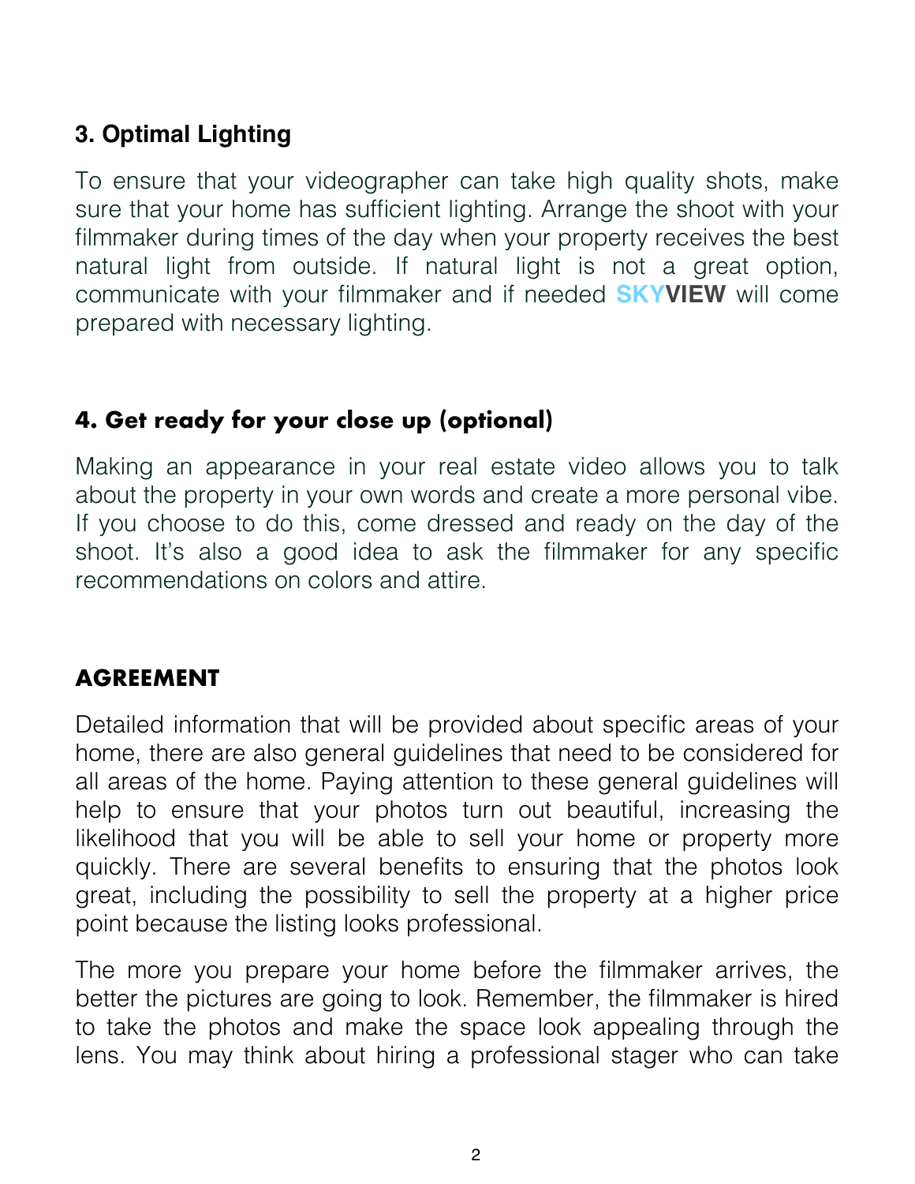### 3. Optimal Lighting

To ensure that your videographer can take high quality shots, make sure that your home has sufficient lighting. Arrange the shoot with your filmmaker during times of the day when your property receives the best natural light from outside. If natural light is not a great option, communicate with your filmmaker and if needed **SKYVIEW** will come prepared with necessary lighting.

### 4. Get ready for your close up (optional)

Making an appearance in your real estate video allows you to talk about the property in your own words and create a more personal vibe. If you choose to do this, come dressed and ready on the day of the shoot. It's also a good idea to ask the filmmaker for any specific recommendations on colors and attire.

### AGREEMENT

Detailed information that will be provided about specific areas of your home, there are also general guidelines that need to be considered for all areas of the home. Paying attention to these general guidelines will help to ensure that your photos turn out beautiful, increasing the likelihood that you will be able to sell your home or property more quickly. There are several benefits to ensuring that the photos look great, including the possibility to sell the property at a higher price point because the listing looks professional.

The more you prepare your home before the filmmaker arrives, the better the pictures are going to look. Remember, the filmmaker is hired to take the photos and make the space look appealing through the lens. You may think about hiring a professional stager who can take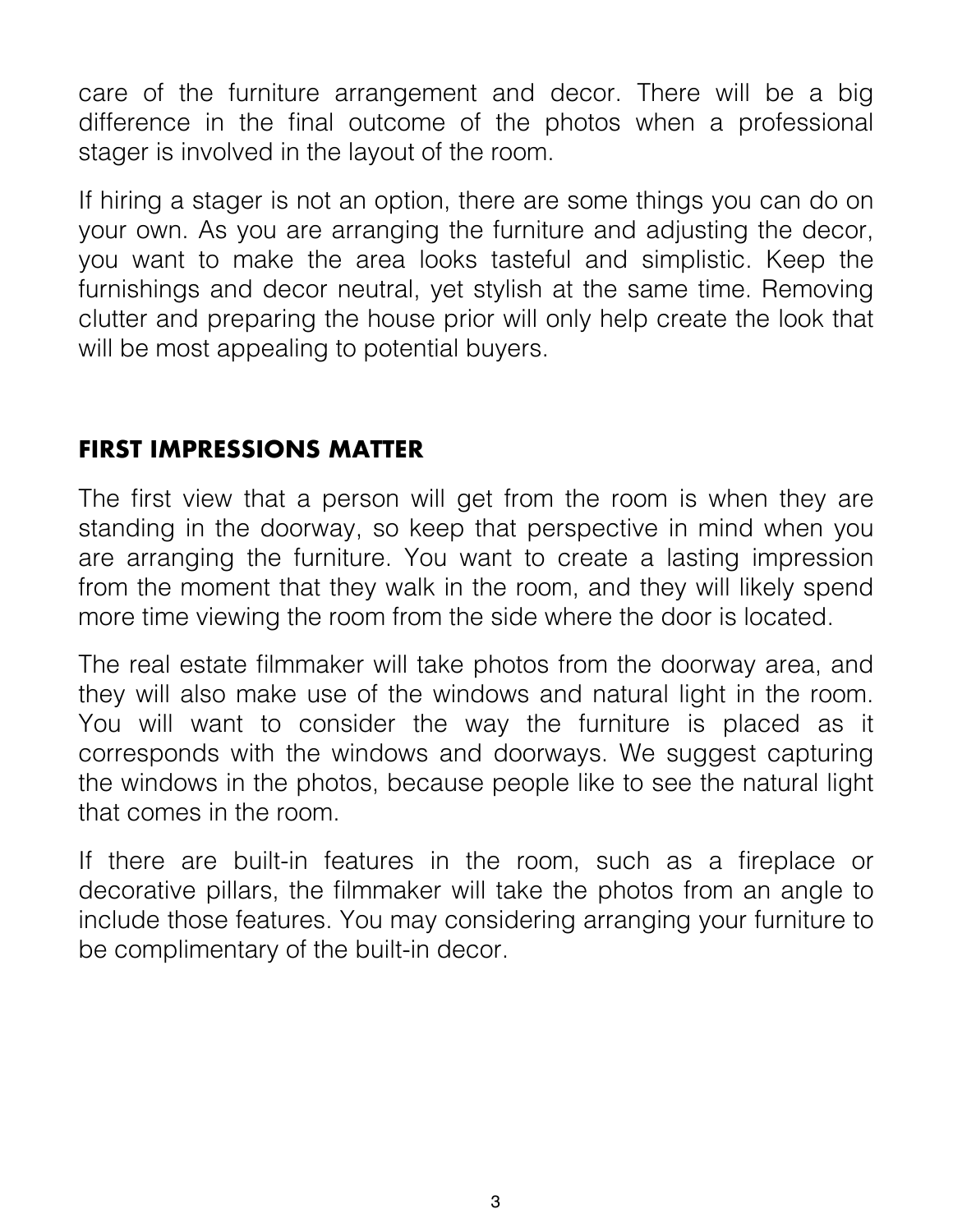care of the furniture arrangement and decor. There will be a big difference in the final outcome of the photos when a professional stager is involved in the layout of the room.

If hiring a stager is not an option, there are some things you can do on your own. As you are arranging the furniture and adjusting the decor, you want to make the area looks tasteful and simplistic. Keep the furnishings and decor neutral, yet stylish at the same time. Removing clutter and preparing the house prior will only help create the look that will be most appealing to potential buyers.

## FIRST IMPRESSIONS MATTER

The first view that a person will get from the room is when they are standing in the doorway, so keep that perspective in mind when you are arranging the furniture. You want to create a lasting impression from the moment that they walk in the room, and they will likely spend more time viewing the room from the side where the door is located.

The real estate filmmaker will take photos from the doorway area, and they will also make use of the windows and natural light in the room. You will want to consider the way the furniture is placed as it corresponds with the windows and doorways. We suggest capturing the windows in the photos, because people like to see the natural light that comes in the room.

If there are built-in features in the room, such as a fireplace or decorative pillars, the filmmaker will take the photos from an angle to include those features. You may considering arranging your furniture to be complimentary of the built-in decor.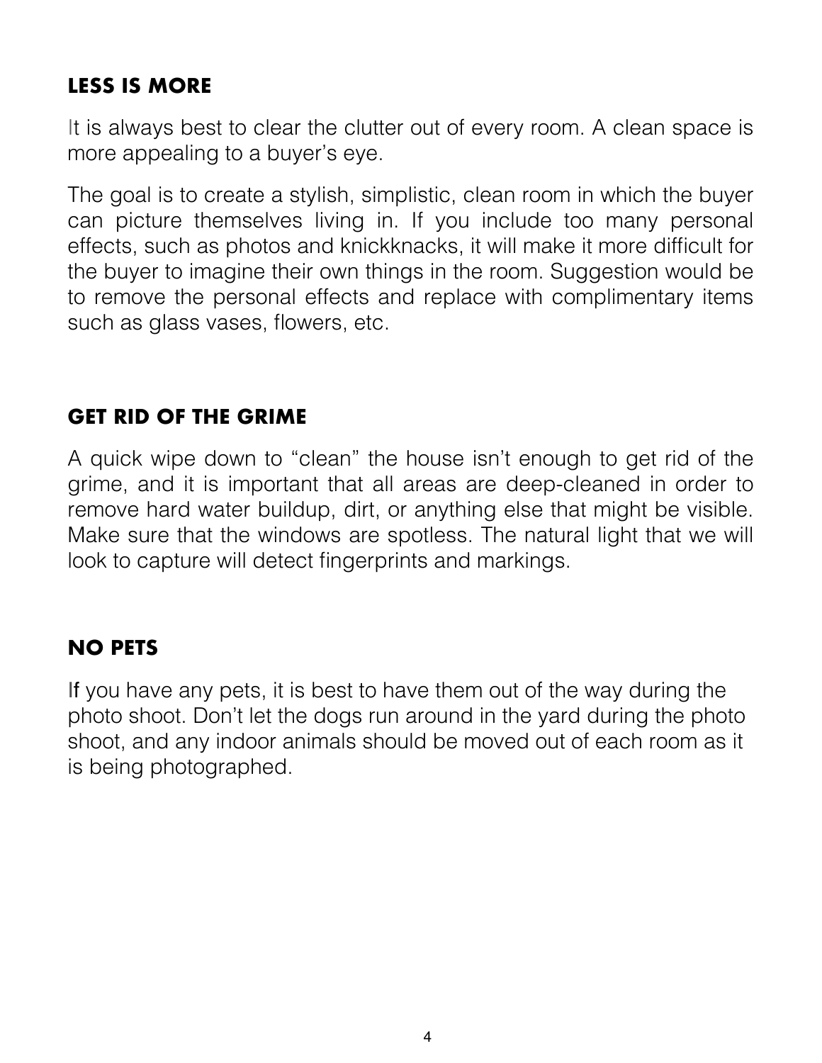## LESS IS MORE

It is always best to clear the clutter out of every room. A clean space is more appealing to a buyer's eye.

The goal is to create a stylish, simplistic, clean room in which the buyer can picture themselves living in. If you include too many personal effects, such as photos and knickknacks, it will make it more difficult for the buyer to imagine their own things in the room. Suggestion would be to remove the personal effects and replace with complimentary items such as glass vases, flowers, etc.

## GET RID OF THE GRIME

A quick wipe down to "clean" the house isn't enough to get rid of the grime, and it is important that all areas are deep-cleaned in order to remove hard water buildup, dirt, or anything else that might be visible. Make sure that the windows are spotless. The natural light that we will look to capture will detect fingerprints and markings.

## NO PETS

If you have any pets, it is best to have them out of the way during the photo shoot. Don't let the dogs run around in the yard during the photo shoot, and any indoor animals should be moved out of each room as it is being photographed.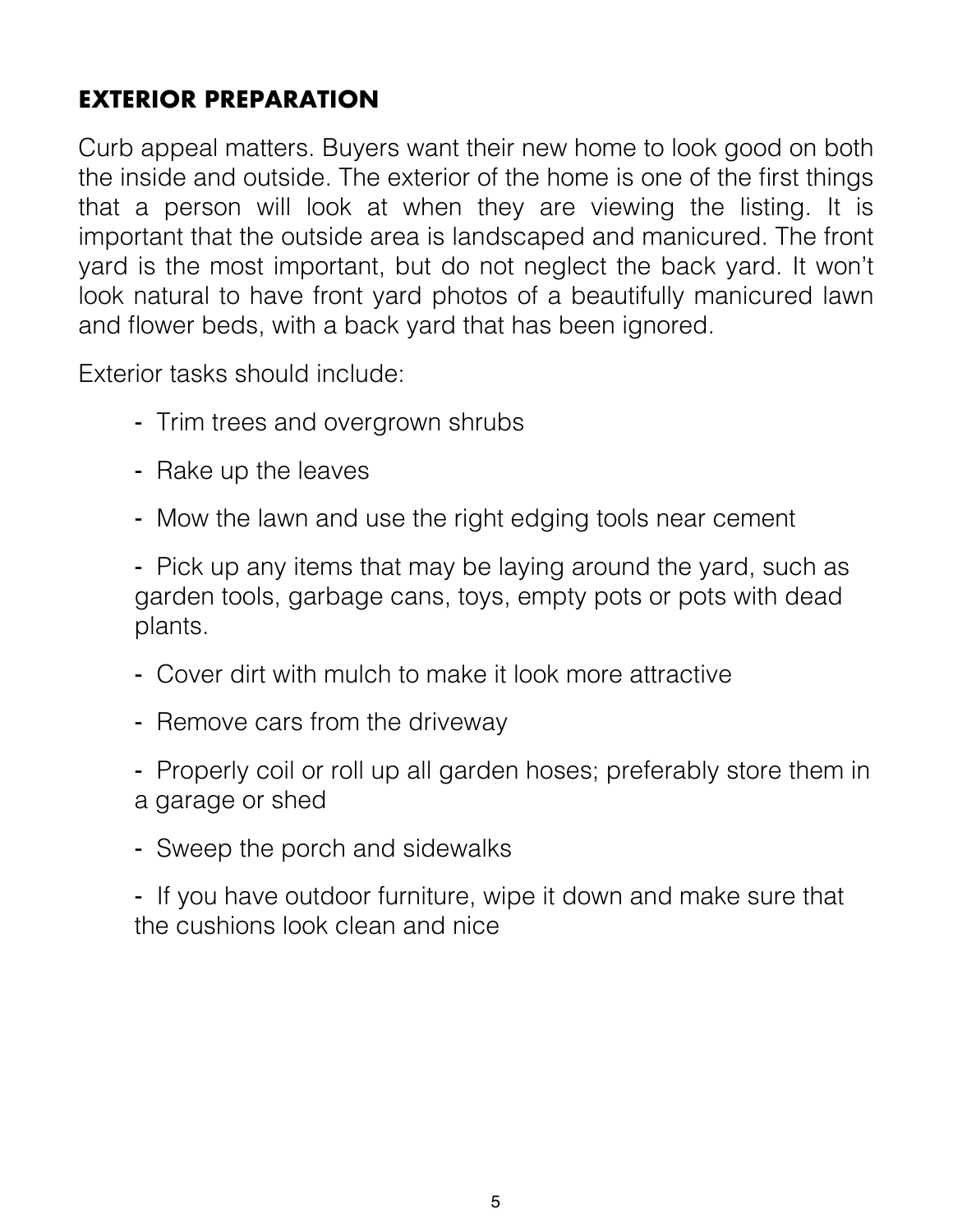## EXTERIOR PREPARATION

Curb appeal matters. Buyers want their new home to look good on both the inside and outside. The exterior of the home is one of the first things that a person will look at when they are viewing the listing. It is important that the outside area is landscaped and manicured. The front yard is the most important, but do not neglect the back yard. It won't look natural to have front yard photos of a beautifully manicured lawn and flower beds, with a back yard that has been ignored.

Exterior tasks should include:

- Trim trees and overgrown shrubs
- Rake up the leaves
- Mow the lawn and use the right edging tools near cement
- Pick up any items that may be laying around the yard, such as garden tools, garbage cans, toys, empty pots or pots with dead plants.
- Cover dirt with mulch to make it look more attractive
- Remove cars from the driveway
- Properly coil or roll up all garden hoses; preferably store them in a garage or shed
- Sweep the porch and sidewalks
- If you have outdoor furniture, wipe it down and make sure that the cushions look clean and nice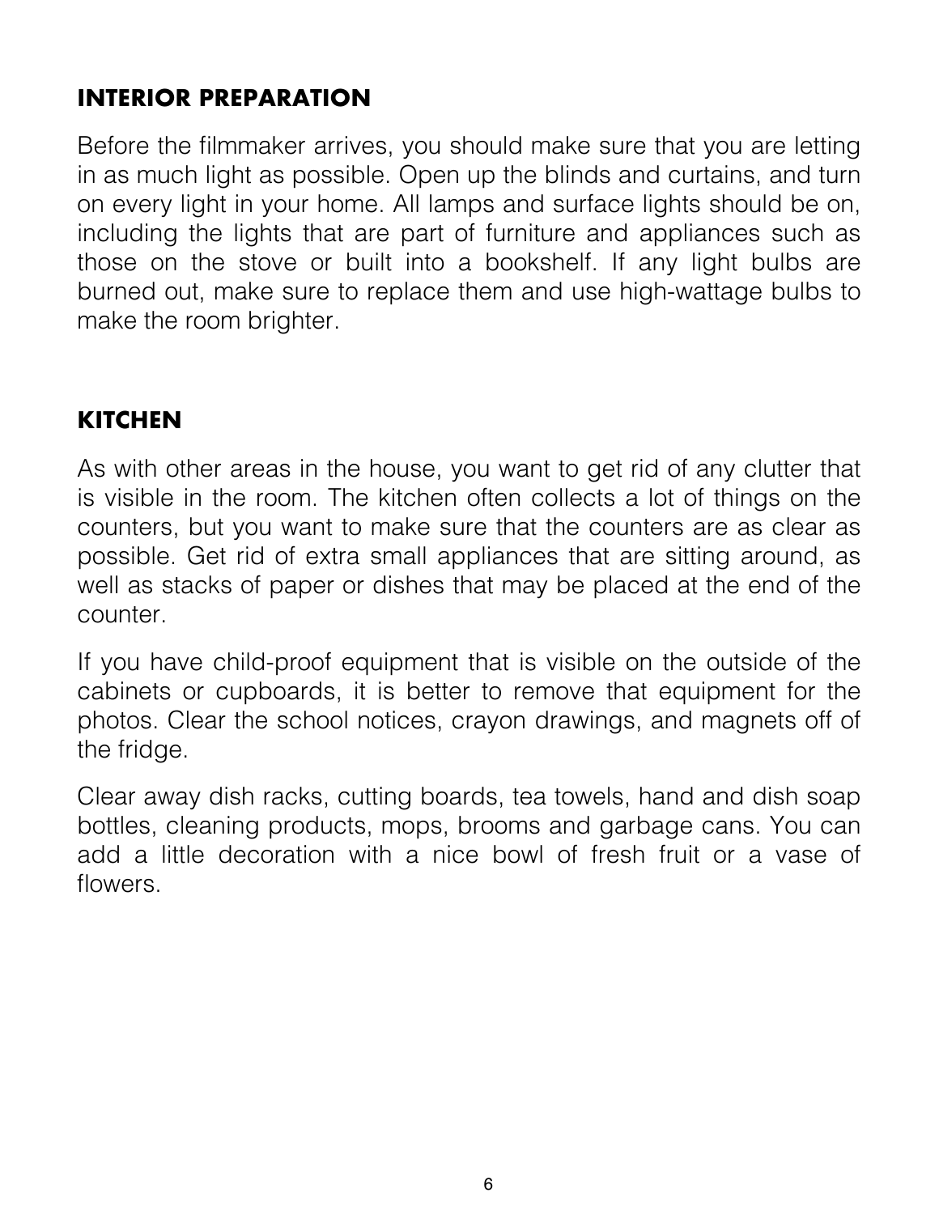## INTERIOR PREPARATION

Before the filmmaker arrives, you should make sure that you are letting in as much light as possible. Open up the blinds and curtains, and turn on every light in your home. All lamps and surface lights should be on, including the lights that are part of furniture and appliances such as those on the stove or built into a bookshelf. If any light bulbs are burned out, make sure to replace them and use high-wattage bulbs to make the room brighter.

## KITCHEN

As with other areas in the house, you want to get rid of any clutter that is visible in the room. The kitchen often collects a lot of things on the counters, but you want to make sure that the counters are as clear as possible. Get rid of extra small appliances that are sitting around, as well as stacks of paper or dishes that may be placed at the end of the counter.

If you have child-proof equipment that is visible on the outside of the cabinets or cupboards, it is better to remove that equipment for the photos. Clear the school notices, crayon drawings, and magnets off of the fridge.

Clear away dish racks, cutting boards, tea towels, hand and dish soap bottles, cleaning products, mops, brooms and garbage cans. You can add a little decoration with a nice bowl of fresh fruit or a vase of flowers.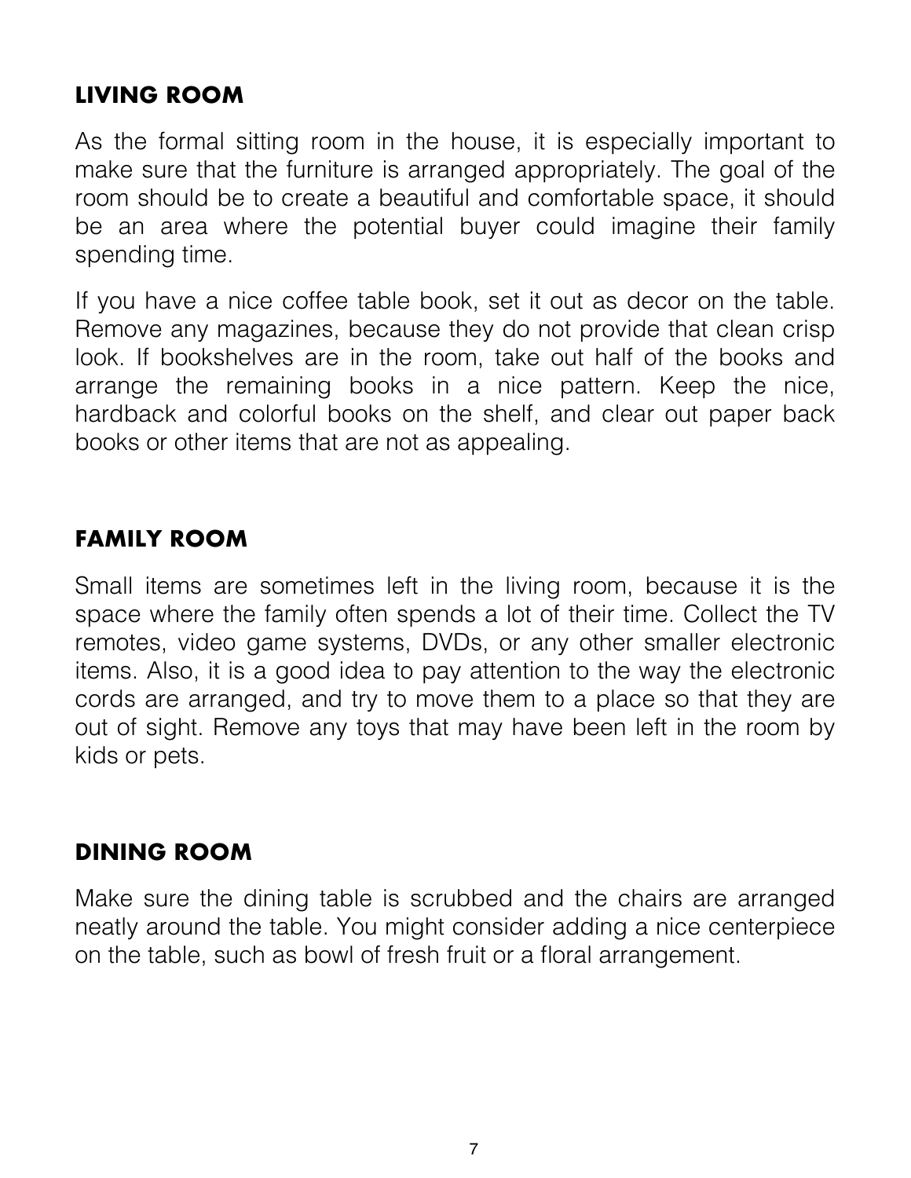## LIVING ROOM

As the formal sitting room in the house, it is especially important to make sure that the furniture is arranged appropriately. The goal of the room should be to create a beautiful and comfortable space, it should be an area where the potential buyer could imagine their family spending time.

If you have a nice coffee table book, set it out as decor on the table. Remove any magazines, because they do not provide that clean crisp look. If bookshelves are in the room, take out half of the books and arrange the remaining books in a nice pattern. Keep the nice, hardback and colorful books on the shelf, and clear out paper back books or other items that are not as appealing.

## FAMILY ROOM

Small items are sometimes left in the living room, because it is the space where the family often spends a lot of their time. Collect the TV remotes, video game systems, DVDs, or any other smaller electronic items. Also, it is a good idea to pay attention to the way the electronic cords are arranged, and try to move them to a place so that they are out of sight. Remove any toys that may have been left in the room by kids or pets.

## DINING ROOM

Make sure the dining table is scrubbed and the chairs are arranged neatly around the table. You might consider adding a nice centerpiece on the table, such as bowl of fresh fruit or a floral arrangement.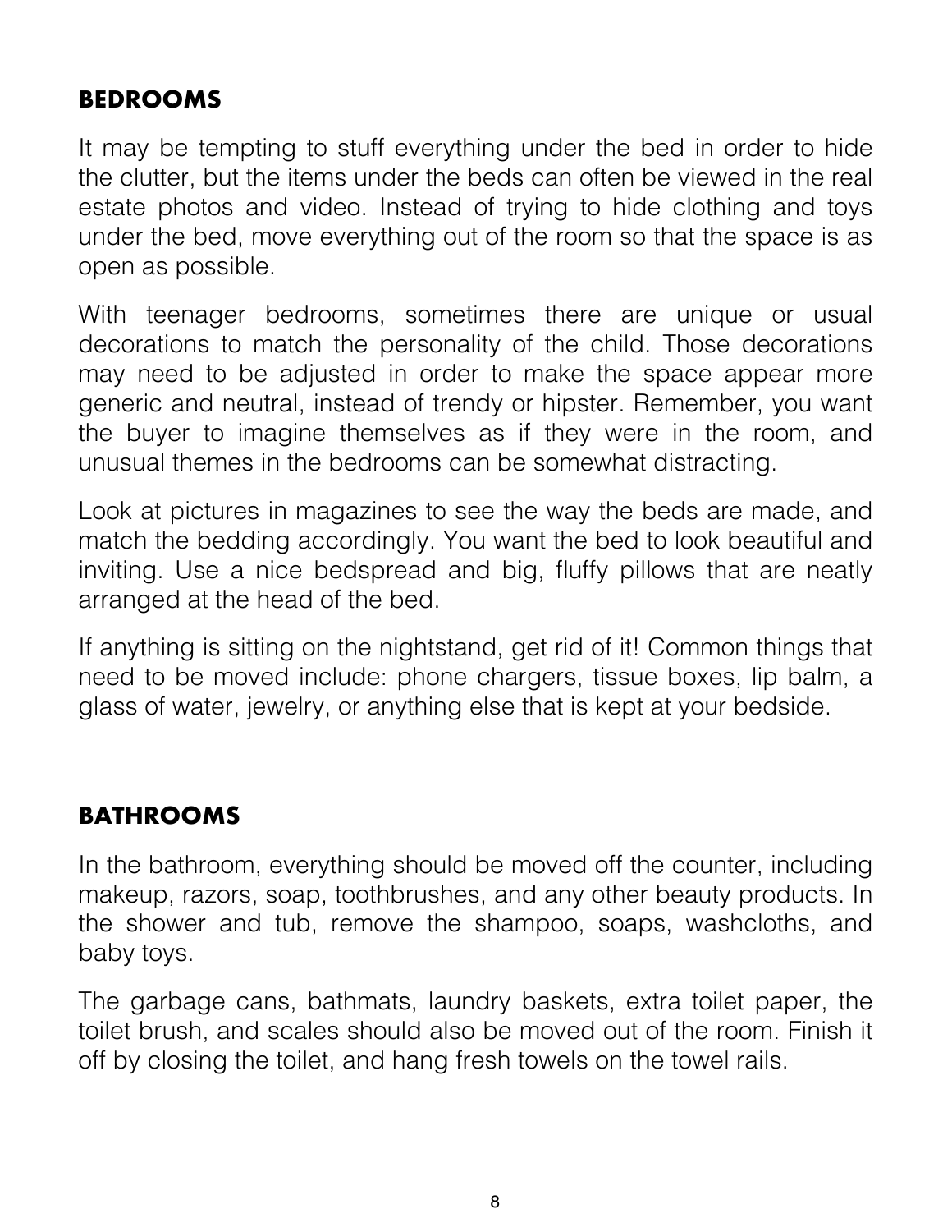## BEDROOMS

It may be tempting to stuff everything under the bed in order to hide the clutter, but the items under the beds can often be viewed in the real estate photos and video. Instead of trying to hide clothing and toys under the bed, move everything out of the room so that the space is as open as possible.

With teenager bedrooms, sometimes there are unique or usual decorations to match the personality of the child. Those decorations may need to be adjusted in order to make the space appear more generic and neutral, instead of trendy or hipster. Remember, you want the buyer to imagine themselves as if they were in the room, and unusual themes in the bedrooms can be somewhat distracting.

Look at pictures in magazines to see the way the beds are made, and match the bedding accordingly. You want the bed to look beautiful and inviting. Use a nice bedspread and big, fluffy pillows that are neatly arranged at the head of the bed.

If anything is sitting on the nightstand, get rid of it! Common things that need to be moved include: phone chargers, tissue boxes, lip balm, a glass of water, jewelry, or anything else that is kept at your bedside.

## BATHROOMS

In the bathroom, everything should be moved off the counter, including makeup, razors, soap, toothbrushes, and any other beauty products. In the shower and tub, remove the shampoo, soaps, washcloths, and baby toys.

The garbage cans, bathmats, laundry baskets, extra toilet paper, the toilet brush, and scales should also be moved out of the room. Finish it off by closing the toilet, and hang fresh towels on the towel rails.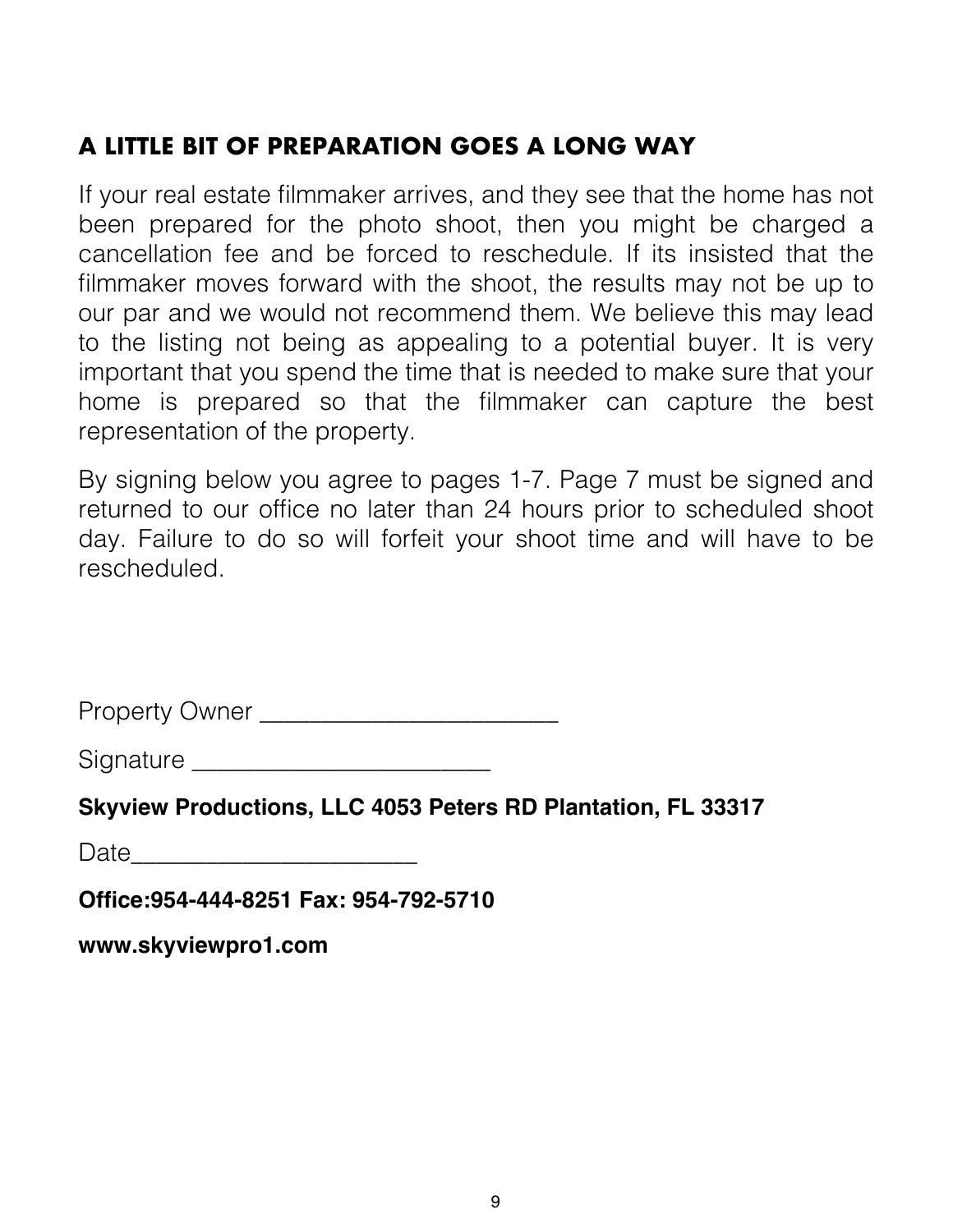## A LITTLE BIT OF PREPARATION GOES A LONG WAY

If your real estate filmmaker arrives, and they see that the home has not been prepared for the photo shoot, then you might be charged a cancellation fee and be forced to reschedule. If its insisted that the filmmaker moves forward with the shoot, the results may not be up to our par and we would not recommend them. We believe this may lead to the listing not being as appealing to a potential buyer. It is very important that you spend the time that is needed to make sure that your home is prepared so that the filmmaker can capture the best representation of the property.

By signing below you agree to pages 1-7. Page 7 must be signed and returned to our office no later than 24 hours prior to scheduled shoot day. Failure to do so will forfeit your shoot time and will have to be rescheduled.

Property Owner ______________________

Signature ______________________

**Skyview Productions, LLC 4053 Peters RD Plantation, FL 33317**

Date______________________

**Office:954-444-8251 Fax: 954-792-5710**

**www.skyviewpro1.com**